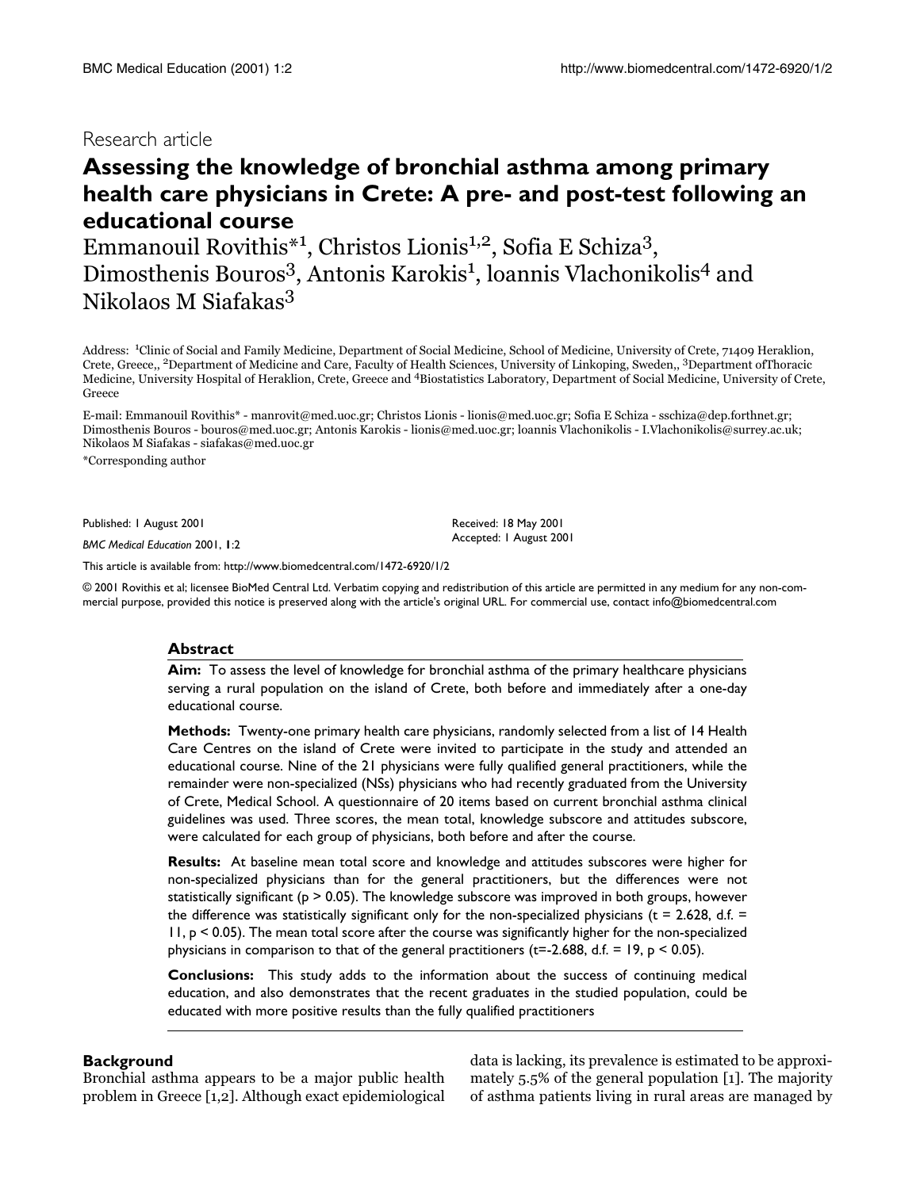Research article

# Assessing the knowledge of bronchial asthma among primary health care physicians in Crete: A pre- and post-test following an educational course

Emmanouil Rovithis*[1], Christos Lionis[1,2], Sofia E Schiza[3], Dimosthenis Bouros[3], Antonis Karokis[1], Ioannis Vlachonikolis[4] and Nikolaos M Siafakas[3]

Address: [1]Clinic of Social and Family Medicine, Department of Social Medicine, School of Medicine, University of Crete, 71409 Heraklion, Crete, Greece,, [2]Department of Medicine and Care, Faculty of Health Sciences, University of Linkoping, Sweden,, [3]Department ofThoracic Medicine, University Hospital of Heraklion, Crete, Greece and [4]Biostatistics Laboratory, Department of Social Medicine, University of Crete, Greece

E-mail: Emmanouil Rovithis* - manrovit@med.uoc.gr; Christos Lionis - lionis@med.uoc.gr; Sofia E Schiza - sschiza@dep.forthnet.gr; Dimosthenis Bouros - bouros@med.uoc.gr; Antonis Karokis - lionis@med.uoc.gr; Ioannis Vlachonikolis - I.Vlachonikolis@surrey.ac.uk; Nikolaos M Siafakas - siafakas@med.uoc.gr

*Corresponding author

Published: 1 August 2001

*BMC Medical Education* 2001, **1**:2

Received: 18 May 2001
Accepted: 1 August 2001

This article is available from: http://www.biomedcentral.com/1472-6920/1/2

© 2001 Rovithis et al; licensee BioMed Central Ltd. Verbatim copying and redistribution of this article are permitted in any medium for any non-commercial purpose, provided this notice is preserved along with the article's original URL. For commercial use, contact info@biomedcentral.com

## Abstract

**Aim:** To assess the level of knowledge for bronchial asthma of the primary healthcare physicians serving a rural population on the island of Crete, both before and immediately after a one-day educational course.

**Methods:** Twenty-one primary health care physicians, randomly selected from a list of 14 Health Care Centres on the island of Crete were invited to participate in the study and attended an educational course. Nine of the 21 physicians were fully qualified general practitioners, while the remainder were non-specialized (NSs) physicians who had recently graduated from the University of Crete, Medical School. A questionnaire of 20 items based on current bronchial asthma clinical guidelines was used. Three scores, the mean total, knowledge subscore and attitudes subscore, were calculated for each group of physicians, both before and after the course.

**Results:** At baseline mean total score and knowledge and attitudes subscores were higher for non-specialized physicians than for the general practitioners, but the differences were not statistically significant ($p > 0.05$). The knowledge subscore was improved in both groups, however the difference was statistically significant only for the non-specialized physicians ($t = 2.628$, d.f. = 11, $p < 0.05$). The mean total score after the course was significantly higher for the non-specialized physicians in comparison to that of the general practitioners ($t = -2.688$, d.f. = 19, $p < 0.05$).

**Conclusions:** This study adds to the information about the success of continuing medical education, and also demonstrates that the recent graduates in the studied population, could be educated with more positive results than the fully qualified practitioners

## Background

Bronchial asthma appears to be a major public health problem in Greece [1,2]. Although exact epidemiological data is lacking, its prevalence is estimated to be approximately 5.5% of the general population [1]. The majority of asthma patients living in rural areas are managed by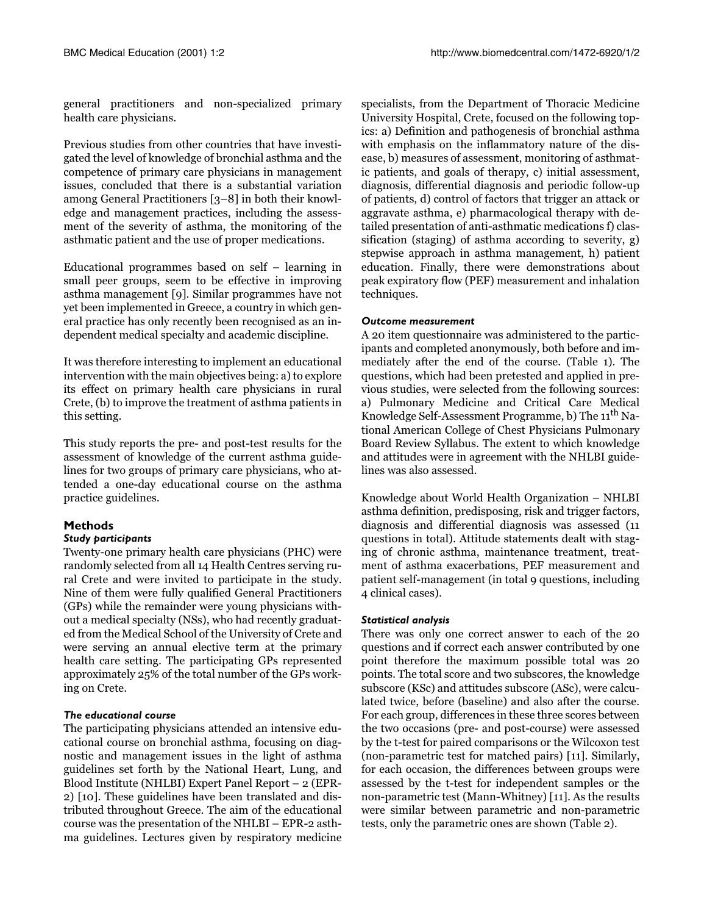general practitioners and non-specialized primary health care physicians.

Previous studies from other countries that have investigated the level of knowledge of bronchial asthma and the competence of primary care physicians in management issues, concluded that there is a substantial variation among General Practitioners [3–8] in both their knowledge and management practices, including the assessment of the severity of asthma, the monitoring of the asthmatic patient and the use of proper medications.

Educational programmes based on self – learning in small peer groups, seem to be effective in improving asthma management [9]. Similar programmes have not yet been implemented in Greece, a country in which general practice has only recently been recognised as an independent medical specialty and academic discipline.

It was therefore interesting to implement an educational intervention with the main objectives being: a) to explore its effect on primary health care physicians in rural Crete, (b) to improve the treatment of asthma patients in this setting.

This study reports the pre- and post-test results for the assessment of knowledge of the current asthma guidelines for two groups of primary care physicians, who attended a one-day educational course on the asthma practice guidelines.

## Methods

### *Study participants*

Twenty-one primary health care physicians (PHC) were randomly selected from all 14 Health Centres serving rural Crete and were invited to participate in the study. Nine of them were fully qualified General Practitioners (GPs) while the remainder were young physicians without a medical specialty (NSs), who had recently graduated from the Medical School of the University of Crete and were serving an annual elective term at the primary health care setting. The participating GPs represented approximately 25% of the total number of the GPs working on Crete.

### *The educational course*

The participating physicians attended an intensive educational course on bronchial asthma, focusing on diagnostic and management issues in the light of asthma guidelines set forth by the National Heart, Lung, and Blood Institute (NHLBI) Expert Panel Report – 2 (EPR-2) [10]. These guidelines have been translated and distributed throughout Greece. The aim of the educational course was the presentation of the NHLBI – EPR-2 asthma guidelines. Lectures given by respiratory medicine specialists, from the Department of Thoracic Medicine University Hospital, Crete, focused on the following topics: a) Definition and pathogenesis of bronchial asthma with emphasis on the inflammatory nature of the disease, b) measures of assessment, monitoring of asthmatic patients, and goals of therapy, c) initial assessment, diagnosis, differential diagnosis and periodic follow-up of patients, d) control of factors that trigger an attack or aggravate asthma, e) pharmacological therapy with detailed presentation of anti-asthmatic medications f) classification (staging) of asthma according to severity, g) stepwise approach in asthma management, h) patient education. Finally, there were demonstrations about peak expiratory flow (PEF) measurement and inhalation techniques.

### *Outcome measurement*

A 20 item questionnaire was administered to the participants and completed anonymously, both before and immediately after the end of the course. (Table 1). The questions, which had been pretested and applied in previous studies, were selected from the following sources: a) Pulmonary Medicine and Critical Care Medical Knowledge Self-Assessment Programme, b) The 11th National American College of Chest Physicians Pulmonary Board Review Syllabus. The extent to which knowledge and attitudes were in agreement with the NHLBI guidelines was also assessed.

Knowledge about World Health Organization – NHLBI asthma definition, predisposing, risk and trigger factors, diagnosis and differential diagnosis was assessed (11 questions in total). Attitude statements dealt with staging of chronic asthma, maintenance treatment, treatment of asthma exacerbations, PEF measurement and patient self-management (in total 9 questions, including 4 clinical cases).

### *Statistical analysis*

There was only one correct answer to each of the 20 questions and if correct each answer contributed by one point therefore the maximum possible total was 20 points. The total score and two subscores, the knowledge subscore (KSc) and attitudes subscore (ASc), were calculated twice, before (baseline) and also after the course. For each group, differences in these three scores between the two occasions (pre- and post-course) were assessed by the t-test for paired comparisons or the Wilcoxon test (non-parametric test for matched pairs) [11]. Similarly, for each occasion, the differences between groups were assessed by the t-test for independent samples or the non-parametric test (Mann-Whitney) [11]. As the results were similar between parametric and non-parametric tests, only the parametric ones are shown (Table 2).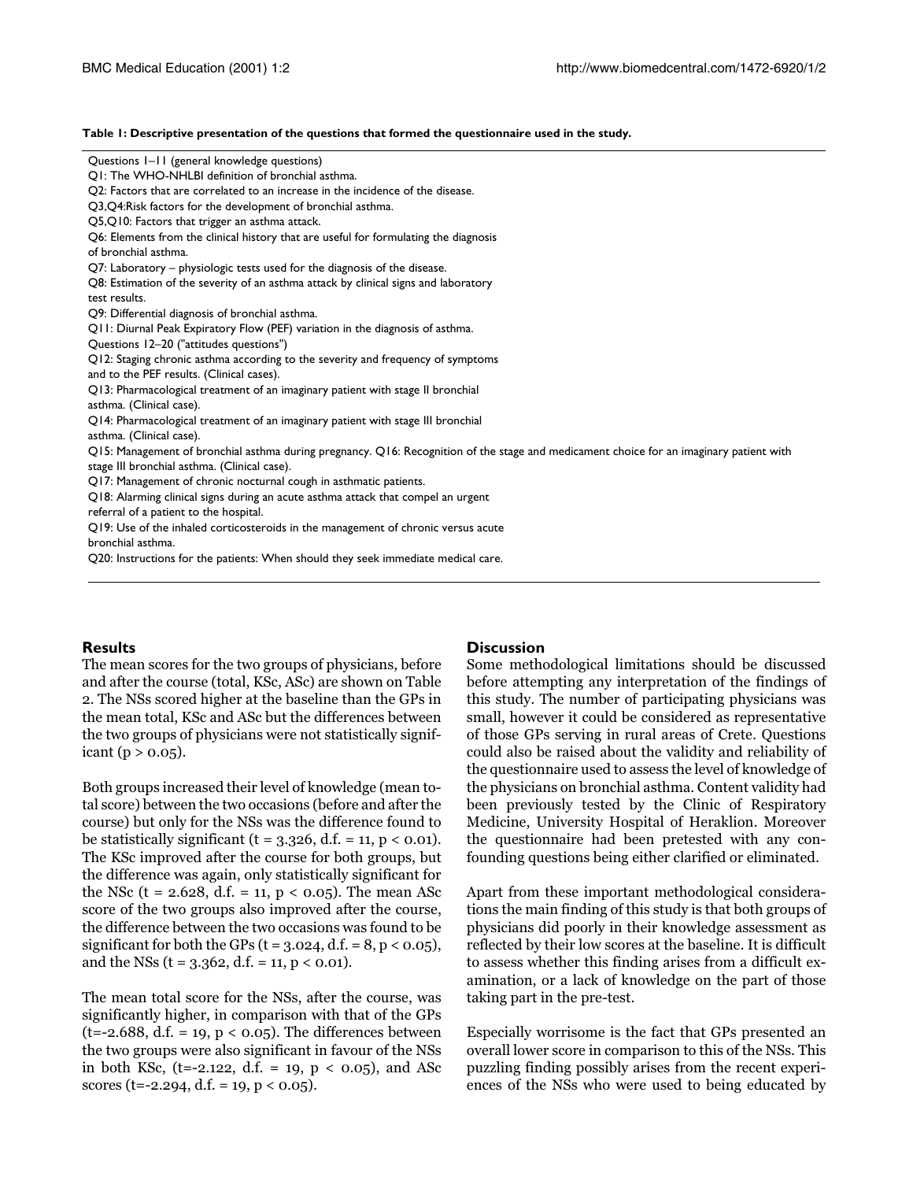**Table 1: Descriptive presentation of the questions that formed the questionnaire used in the study.**

| |
|---|
| Questions 1–11 (general knowledge questions) |
| Q1: The WHO-NHLBI definition of bronchial asthma. |
| Q2: Factors that are correlated to an increase in the incidence of the disease. |
| Q3,Q4:Risk factors for the development of bronchial asthma. |
| Q5,Q10: Factors that trigger an asthma attack. |
| Q6: Elements from the clinical history that are useful for formulating the diagnosis of bronchial asthma. |
| Q7: Laboratory – physiologic tests used for the diagnosis of the disease. |
| Q8: Estimation of the severity of an asthma attack by clinical signs and laboratory test results. |
| Q9: Differential diagnosis of bronchial asthma. |
| Q11: Diurnal Peak Expiratory Flow (PEF) variation in the diagnosis of asthma. |
| Questions 12–20 ("attitudes questions") |
| Q12: Staging chronic asthma according to the severity and frequency of symptoms and to the PEF results. (Clinical cases). |
| Q13: Pharmacological treatment of an imaginary patient with stage II bronchial asthma. (Clinical case). |
| Q14: Pharmacological treatment of an imaginary patient with stage III bronchial asthma. (Clinical case). |
| Q15: Management of bronchial asthma during pregnancy. Q16: Recognition of the stage and medicament choice for an imaginary patient with stage III bronchial asthma. (Clinical case). |
| Q17: Management of chronic nocturnal cough in asthmatic patients. |
| Q18: Alarming clinical signs during an acute asthma attack that compel an urgent referral of a patient to the hospital. |
| Q19: Use of the inhaled corticosteroids in the management of chronic versus acute bronchial asthma. |
| Q20: Instructions for the patients: When should they seek immediate medical care. |

## Results

The mean scores for the two groups of physicians, before and after the course (total, KSc, ASc) are shown on Table 2. The NSs scored higher at the baseline than the GPs in the mean total, KSc and ASc but the differences between the two groups of physicians were not statistically significant ($p > 0.05$).

Both groups increased their level of knowledge (mean total score) between the two occasions (before and after the course) but only for the NSs was the difference found to be statistically significant ($t = 3.326$, d.f. = 11, $p < 0.01$). The KSc improved after the course for both groups, but the difference was again, only statistically significant for the NSc ($t = 2.628$, d.f. = 11, $p < 0.05$). The mean ASc score of the two groups also improved after the course, the difference between the two occasions was found to be significant for both the GPs ($t = 3.024$, d.f. = 8, $p < 0.05$), and the NSs ($t = 3.362$, d.f. = 11, $p < 0.01$).

The mean total score for the NSs, after the course, was significantly higher, in comparison with that of the GPs ($t=-2.688$, d.f. = 19, $p < 0.05$). The differences between the two groups were also significant in favour of the NSs in both KSc, ($t=-2.122$, d.f. = 19, $p < 0.05$), and ASc scores ($t=-2.294$, d.f. = 19, $p < 0.05$).

## Discussion

Some methodological limitations should be discussed before attempting any interpretation of the findings of this study. The number of participating physicians was small, however it could be considered as representative of those GPs serving in rural areas of Crete. Questions could also be raised about the validity and reliability of the questionnaire used to assess the level of knowledge of the physicians on bronchial asthma. Content validity had been previously tested by the Clinic of Respiratory Medicine, University Hospital of Heraklion. Moreover the questionnaire had been pretested with any confounding questions being either clarified or eliminated.

Apart from these important methodological considerations the main finding of this study is that both groups of physicians did poorly in their knowledge assessment as reflected by their low scores at the baseline. It is difficult to assess whether this finding arises from a difficult examination, or a lack of knowledge on the part of those taking part in the pre-test.

Especially worrisome is the fact that GPs presented an overall lower score in comparison to this of the NSs. This puzzling finding possibly arises from the recent experiences of the NSs who were used to being educated by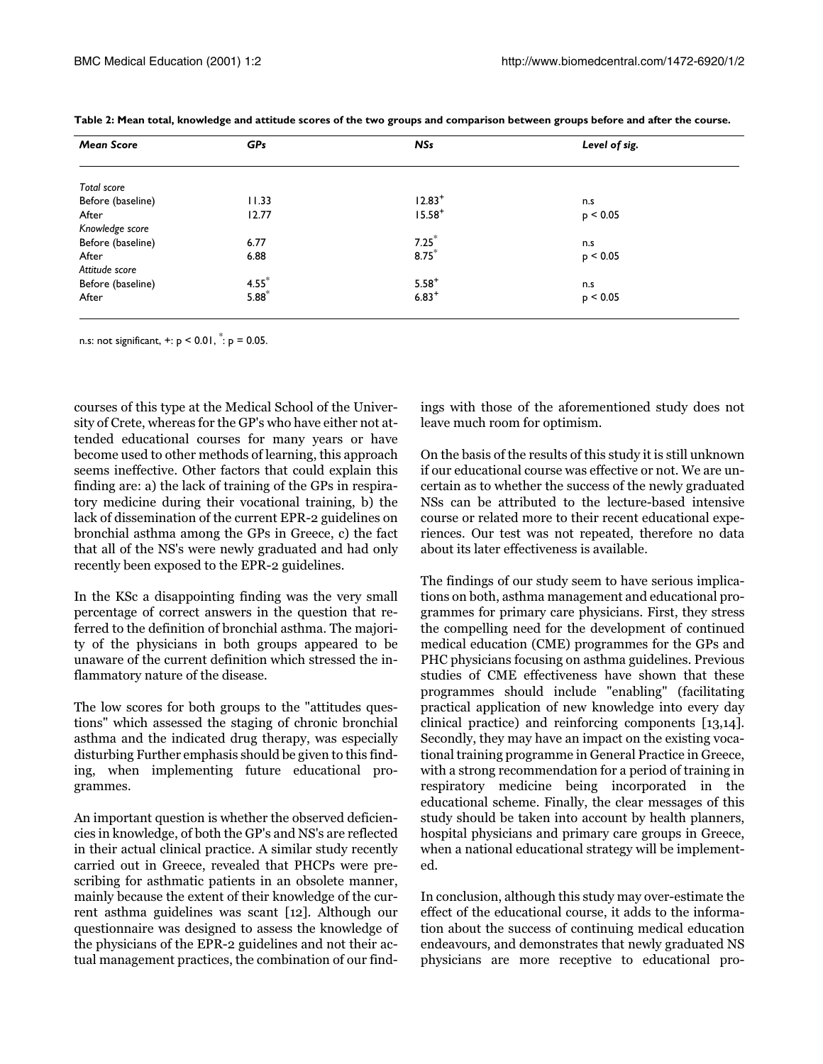**Table 2: Mean total, knowledge and attitude scores of the two groups and comparison between groups before and after the course.**

| *Mean Score* | *GPs* | *NSs* | *Level of sig.* |
|---|---|---|---|
| *Total score* | | | |
| Before (baseline) | 11.33 | 12.83+ | n.s |
| After | 12.77 | 15.58+ | $p < 0.05$ |
| *Knowledge score* | | | |
| Before (baseline) | 6.77 | 7.25* | n.s |
| After | 6.88 | 8.75* | $p < 0.05$ |
| *Attitude score* | | | |
| Before (baseline) | 4.55* | 5.58+ | n.s |
| After | 5.88* | 6.83+ | $p < 0.05$ |

n.s: not significant, +: $p < 0.01$, *: $p = 0.05$.

courses of this type at the Medical School of the University of Crete, whereas for the GP's who have either not attended educational courses for many years or have become used to other methods of learning, this approach seems ineffective. Other factors that could explain this finding are: a) the lack of training of the GPs in respiratory medicine during their vocational training, b) the lack of dissemination of the current EPR-2 guidelines on bronchial asthma among the GPs in Greece, c) the fact that all of the NS's were newly graduated and had only recently been exposed to the EPR-2 guidelines.

In the KSc a disappointing finding was the very small percentage of correct answers in the question that referred to the definition of bronchial asthma. The majority of the physicians in both groups appeared to be unaware of the current definition which stressed the inflammatory nature of the disease.

The low scores for both groups to the "attitudes questions" which assessed the staging of chronic bronchial asthma and the indicated drug therapy, was especially disturbing Further emphasis should be given to this finding, when implementing future educational programmes.

An important question is whether the observed deficiencies in knowledge, of both the GP's and NS's are reflected in their actual clinical practice. A similar study recently carried out in Greece, revealed that PHCPs were prescribing for asthmatic patients in an obsolete manner, mainly because the extent of their knowledge of the current asthma guidelines was scant [12]. Although our questionnaire was designed to assess the knowledge of the physicians of the EPR-2 guidelines and not their actual management practices, the combination of our findings with those of the aforementioned study does not leave much room for optimism.

On the basis of the results of this study it is still unknown if our educational course was effective or not. We are uncertain as to whether the success of the newly graduated NSs can be attributed to the lecture-based intensive course or related more to their recent educational experiences. Our test was not repeated, therefore no data about its later effectiveness is available.

The findings of our study seem to have serious implications on both, asthma management and educational programmes for primary care physicians. First, they stress the compelling need for the development of continued medical education (CME) programmes for the GPs and PHC physicians focusing on asthma guidelines. Previous studies of CME effectiveness have shown that these programmes should include "enabling" (facilitating practical application of new knowledge into every day clinical practice) and reinforcing components [13,14]. Secondly, they may have an impact on the existing vocational training programme in General Practice in Greece, with a strong recommendation for a period of training in respiratory medicine being incorporated in the educational scheme. Finally, the clear messages of this study should be taken into account by health planners, hospital physicians and primary care groups in Greece, when a national educational strategy will be implemented.

In conclusion, although this study may over-estimate the effect of the educational course, it adds to the information about the success of continuing medical education endeavours, and demonstrates that newly graduated NS physicians are more receptive to educational pro-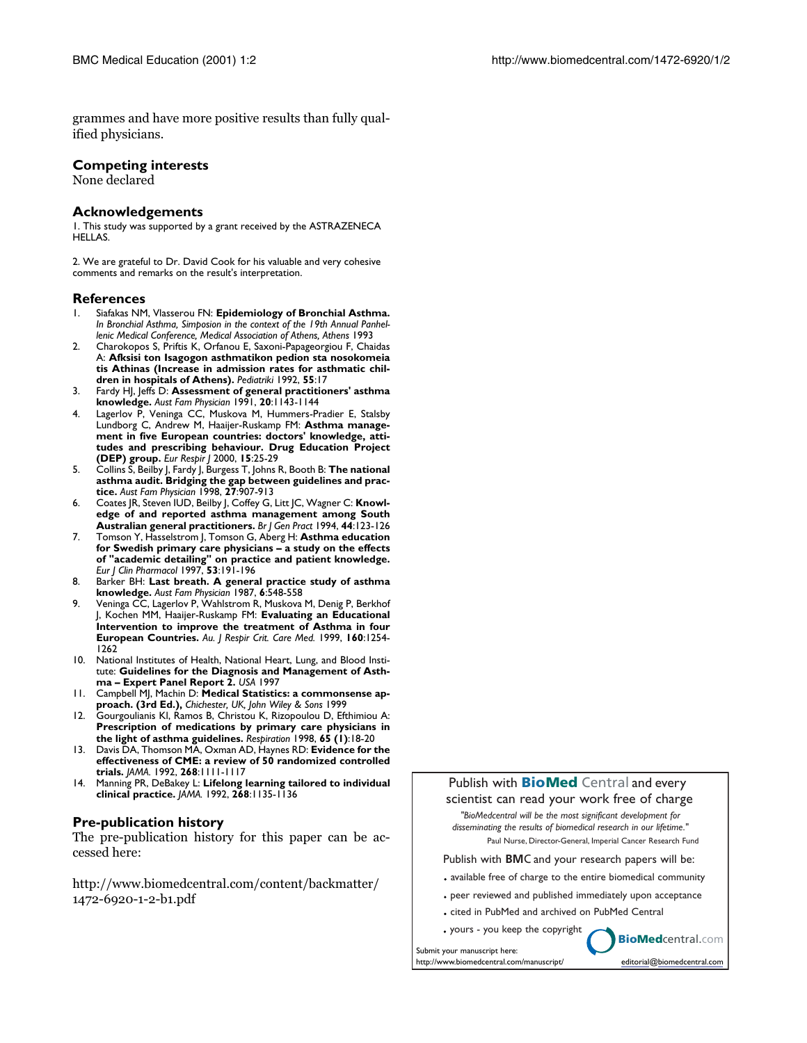grammes and have more positive results than fully qualified physicians.

## Competing interests

None declared

## Acknowledgements

1. This study was supported by a grant received by the ASTRAZENECA HELLAS.

2. We are grateful to Dr. David Cook for his valuable and very cohesive comments and remarks on the result's interpretation.

## References

1. Siafakas NM, Vlasserou FN: **Epidemiology of Bronchial Asthma.** *In Bronchial Asthma, Simposion in the context of the 19th Annual Panhellenic Medical Conference, Medical Association of Athens, Athens* 1993
2. Charokopos S, Priftis K, Orfanou E, Saxoni-Papageorgiou F, Chaidas A: **Afksisi ton Isagogon asthmatikon pedion sta nosokomeia tis Athinas (Increase in admission rates for asthmatic children in hospitals of Athens).** *Pediatriki* 1992, **55**:17
3. Fardy HJ, Jeffs D: **Assessment of general practitioners' asthma knowledge.** *Aust Fam Physician* 1991, **20**:1143-1144
4. Lagerlov P, Veninga CC, Muskova M, Hummers-Pradier E, Stalsby Lundborg C, Andrew M, Haaijer-Ruskamp FM: **Asthma management in five European countries: doctors' knowledge, attitudes and prescribing behaviour. Drug Education Project (DEP) group.** *Eur Respir J* 2000, **15**:25-29
5. Collins S, Beilby J, Fardy J, Burgess T, Johns R, Booth B: **The national asthma audit. Bridging the gap between guidelines and practice.** *Aust Fam Physician* 1998, **27**:907-913
6. Coates JR, Steven IUD, Beilby J, Coffey G, Litt JC, Wagner C: **Knowledge of and reported asthma management among South Australian general practitioners.** *Br J Gen Pract* 1994, **44**:123-126
7. Tomson Y, Hasselstrom J, Tomson G, Aberg H: **Asthma education for Swedish primary care physicians – a study on the effects of "academic detailing" on practice and patient knowledge.** *Eur J Clin Pharmacol* 1997, **53**:191-196
8. Barker BH: **Last breath. A general practice study of asthma knowledge.** *Aust Fam Physician* 1987, **6**:548-558
9. Veninga CC, Lagerlov P, Wahlstrom R, Muskova M, Denig P, Berkhof J, Kochen MM, Haaijer-Ruskamp FM: **Evaluating an Educational Intervention to improve the treatment of Asthma in four European Countries.** *Au. J Respir Crit. Care Med.* 1999, **160**:1254-1262
10. National Institutes of Health, National Heart, Lung, and Blood Institute: **Guidelines for the Diagnosis and Management of Asthma – Expert Panel Report 2.** *USA* 1997
11. Campbell MJ, Machin D: **Medical Statistics: a commonsense approach. (3rd Ed.),** *Chichester, UK, John Wiley & Sons* 1999
12. Gourgoulianis KI, Ramos B, Christou K, Rizopoulou D, Efthimiou A: **Prescription of medications by primary care physicians in the light of asthma guidelines.** *Respiration* 1998, **65 (1)**:18-20
13. Davis DA, Thomson MA, Oxman AD, Haynes RD: **Evidence for the effectiveness of CME: a review of 50 randomized controlled trials.** *JAMA.* 1992, **268**:1111-1117
14. Manning PR, DeBakey L: **Lifelong learning tailored to individual clinical practice.** *JAMA.* 1992, **268**:1135-1136

## Pre-publication history

The pre-publication history for this paper can be accessed here:

http://www.biomedcentral.com/content/backmatter/1472-6920-1-2-b1.pdf

Publish with **BioMed** Central and every scientist can read your work free of charge

*"BioMedcentral will be the most significant development for disseminating the results of biomedical research in our lifetime."*
Paul Nurse, Director-General, Imperial Cancer Research Fund

Publish with BMC and your research papers will be:

- available free of charge to the entire biomedical community
- peer reviewed and published immediately upon acceptance
- cited in PubMed and archived on PubMed Central
- yours - you keep the copyright

**BioMed**central.com

Submit your manuscript here:
http://www.biomedcentral.com/manuscript/

editorial@biomedcentral.com